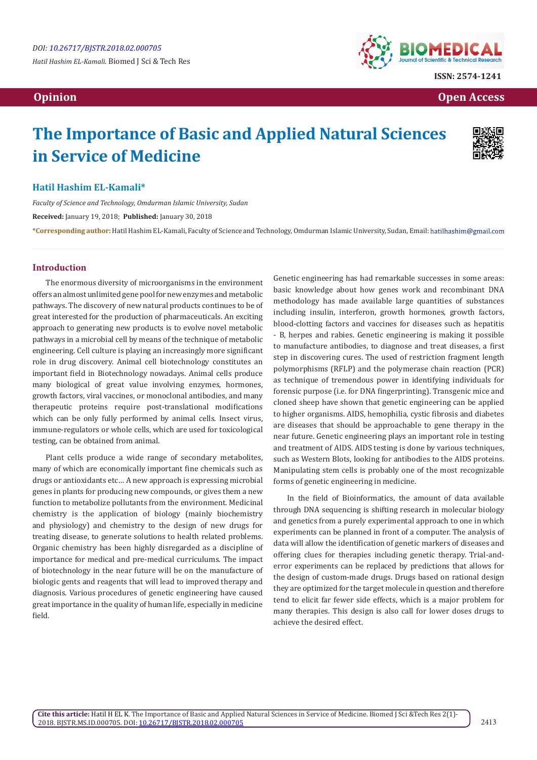Opinion

Open Access

# The Importance of Basic and Applied Natural Sciences in Service of Medicine

**Hatil Hashim EL-Kamali***

*Faculty of Science and Technology, Omdurman Islamic University, Sudan*

**Received:** January 19, 2018; **Published:** January 30, 2018

***Corresponding author:** Hatil Hashim EL-Kamali, Faculty of Science and Technology, Omdurman Islamic University, Sudan, Email: hatilhashim@gmail.com

## Introduction

The enormous diversity of microorganisms in the environment offers an almost unlimited gene pool for new enzymes and metabolic pathways. The discovery of new natural products continues to be of great interested for the production of pharmaceuticals. An exciting approach to generating new products is to evolve novel metabolic pathways in a microbial cell by means of the technique of metabolic engineering. Cell culture is playing an increasingly more significant role in drug discovery. Animal cell biotechnology constitutes an important field in Biotechnology nowadays. Animal cells produce many biological of great value involving enzymes, hormones, growth factors, viral vaccines, or monoclonal antibodies, and many therapeutic proteins require post-translational modifications which can be only fully performed by animal cells. Insect virus, immune-regulators or whole cells, which are used for toxicological testing, can be obtained from animal.

Plant cells produce a wide range of secondary metabolites, many of which are economically important fine chemicals such as drugs or antioxidants etc… A new approach is expressing microbial genes in plants for producing new compounds, or gives them a new function to metabolize pollutants from the environment. Medicinal chemistry is the application of biology (mainly biochemistry and physiology) and chemistry to the design of new drugs for treating disease, to generate solutions to health related problems. Organic chemistry has been highly disregarded as a discipline of importance for medical and pre-medical curriculums. The impact of biotechnology in the near future will be on the manufacture of biologic gents and reagents that will lead to improved therapy and diagnosis. Various procedures of genetic engineering have caused great importance in the quality of human life, especially in medicine field.

Genetic engineering has had remarkable successes in some areas: basic knowledge about how genes work and recombinant DNA methodology has made available large quantities of substances including insulin, interferon, growth hormones, growth factors, blood-clotting factors and vaccines for diseases such as hepatitis - B, herpes and rabies. Genetic engineering is making it possible to manufacture antibodies, to diagnose and treat diseases, a first step in discovering cures. The used of restriction fragment length polymorphisms (RFLP) and the polymerase chain reaction (PCR) as technique of tremendous power in identifying individuals for forensic purpose (i.e. for DNA fingerprinting). Transgenic mice and cloned sheep have shown that genetic engineering can be applied to higher organisms. AIDS, hemophilia, cystic fibrosis and diabetes are diseases that should be approachable to gene therapy in the near future. Genetic engineering plays an important role in testing and treatment of AIDS. AIDS testing is done by various techniques, such as Western Blots, looking for antibodies to the AIDS proteins. Manipulating stem cells is probably one of the most recognizable forms of genetic engineering in medicine.

In the field of Bioinformatics, the amount of data available through DNA sequencing is shifting research in molecular biology and genetics from a purely experimental approach to one in which experiments can be planned in front of a computer. The analysis of data will allow the identification of genetic markers of diseases and offering clues for therapies including genetic therapy. Trial-and-error experiments can be replaced by predictions that allows for the design of custom-made drugs. Drugs based on rational design they are optimized for the target molecule in question and therefore tend to elicit far fewer side effects, which is a major problem for many therapies. This design is also call for lower doses drugs to achieve the desired effect.

**Cite this article:** Hatil H EL K. The Importance of Basic and Applied Natural Sciences in Service of Medicine. Biomed J Sci &Tech Res 2(1)-2018. BJSTR.MS.ID.000705. DOI: 10.26717/BJSTR.2018.02.000705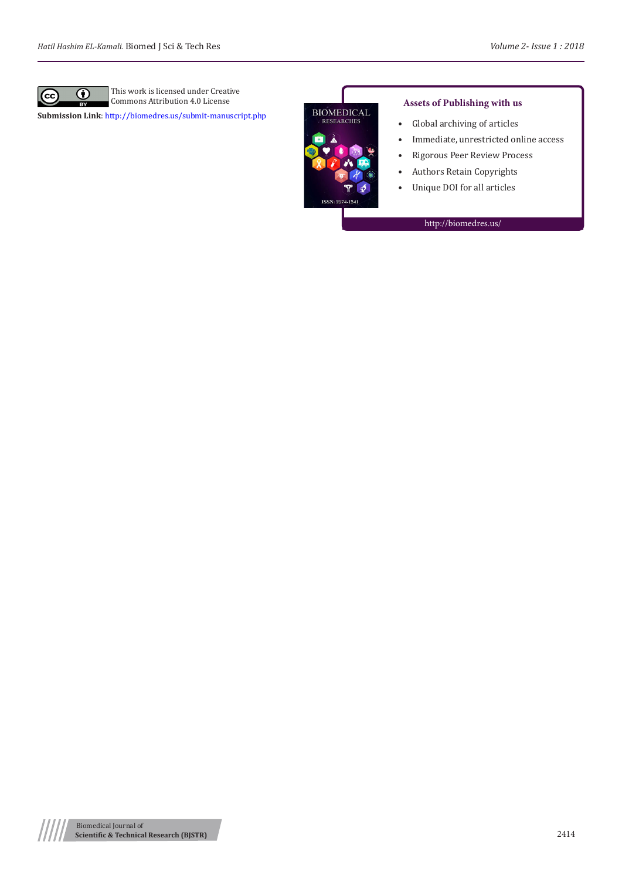This work is licensed under Creative Commons Attribution 4.0 License

**Submission Link**: http://biomedres.us/submit-manuscript.php

### Assets of Publishing with us

- Global archiving of articles
- Immediate, unrestricted online access
- Rigorous Peer Review Process
- Authors Retain Copyrights
- Unique DOI for all articles

http://biomedres.us/